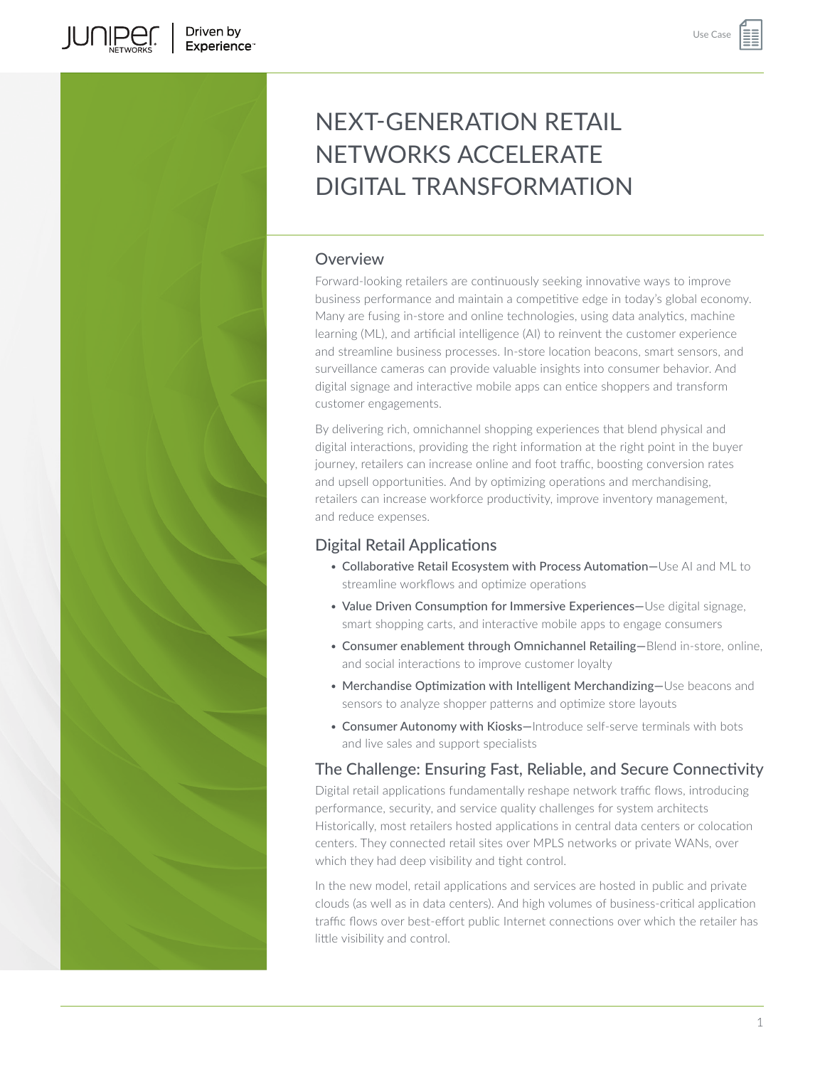# NEXT-GENERATION RETAIL NETWORKS ACCELERATE DIGITAL TRANSFORMATION

## Overview

Forward-looking retailers are continuously seeking innovative ways to improve business performance and maintain a competitive edge in today's global economy. Many are fusing in-store and online technologies, using data analytics, machine learning (ML), and artificial intelligence (AI) to reinvent the customer experience and streamline business processes. In-store location beacons, smart sensors, and surveillance cameras can provide valuable insights into consumer behavior. And digital signage and interactive mobile apps can entice shoppers and transform customer engagements.

By delivering rich, omnichannel shopping experiences that blend physical and digital interactions, providing the right information at the right point in the buyer journey, retailers can increase online and foot traffic, boosting conversion rates and upsell opportunities. And by optimizing operations and merchandising, retailers can increase workforce productivity, improve inventory management, and reduce expenses.

## Digital Retail Applications

- Collaborative Retail Ecosystem with Process Automation—Use AI and ML to streamline workflows and optimize operations
- Value Driven Consumption for Immersive Experiences—Use digital signage, smart shopping carts, and interactive mobile apps to engage consumers
- Consumer enablement through Omnichannel Retailing—Blend in-store, online, and social interactions to improve customer loyalty
- Merchandise Optimization with Intelligent Merchandizing—Use beacons and sensors to analyze shopper patterns and optimize store layouts
- Consumer Autonomy with Kiosks—Introduce self-serve terminals with bots and live sales and support specialists

## The Challenge: Ensuring Fast, Reliable, and Secure Connectivity

Digital retail applications fundamentally reshape network traffic flows, introducing performance, security, and service quality challenges for system architects Historically, most retailers hosted applications in central data centers or colocation centers. They connected retail sites over MPLS networks or private WANs, over which they had deep visibility and tight control.

In the new model, retail applications and services are hosted in public and private clouds (as well as in data centers). And high volumes of business-critical application traffic flows over best-effort public Internet connections over which the retailer has little visibility and control.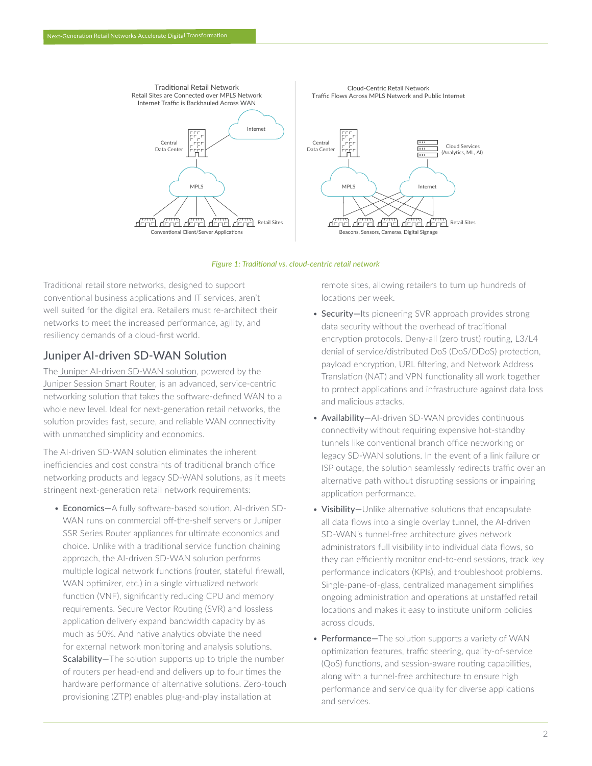Traditional Retail Network
Retail Sites are Connected over MPLS Network
Internet Traffic is Backhauled Across WAN

Cloud-Centric Retail Network
Traffic Flows Across MPLS Network and Public Internet

*Figure 1: Traditional vs. cloud-centric retail network*

Traditional retail store networks, designed to support conventional business applications and IT services, aren't well suited for the digital era. Retailers must re-architect their networks to meet the increased performance, agility, and resiliency demands of a cloud-first world.

## Juniper AI-driven SD-WAN Solution

The Juniper AI-driven SD-WAN solution, powered by the Juniper Session Smart Router, is an advanced, service-centric networking solution that takes the software-defined WAN to a whole new level. Ideal for next-generation retail networks, the solution provides fast, secure, and reliable WAN connectivity with unmatched simplicity and economics.

The AI-driven SD-WAN solution eliminates the inherent inefficiencies and cost constraints of traditional branch office networking products and legacy SD-WAN solutions, as it meets stringent next-generation retail network requirements:

- **Economics—**A fully software-based solution, AI-driven SD-WAN runs on commercial off-the-shelf servers or Juniper SSR Series Router appliances for ultimate economics and choice. Unlike with a traditional service function chaining approach, the AI-driven SD-WAN solution performs multiple logical network functions (router, stateful firewall, WAN optimizer, etc.) in a single virtualized network function (VNF), significantly reducing CPU and memory requirements. Secure Vector Routing (SVR) and lossless application delivery expand bandwidth capacity by as much as 50%. And native analytics obviate the need for external network monitoring and analysis solutions.
- **Scalability—**The solution supports up to triple the number of routers per head-end and delivers up to four times the hardware performance of alternative solutions. Zero-touch provisioning (ZTP) enables plug-and-play installation at remote sites, allowing retailers to turn up hundreds of locations per week.
- **Security—**Its pioneering SVR approach provides strong data security without the overhead of traditional encryption protocols. Deny-all (zero trust) routing, L3/L4 denial of service/distributed DoS (DoS/DDoS) protection, payload encryption, URL filtering, and Network Address Translation (NAT) and VPN functionality all work together to protect applications and infrastructure against data loss and malicious attacks.
- **Availability—**AI-driven SD-WAN provides continuous connectivity without requiring expensive hot-standby tunnels like conventional branch office networking or legacy SD-WAN solutions. In the event of a link failure or ISP outage, the solution seamlessly redirects traffic over an alternative path without disrupting sessions or impairing application performance.
- **Visibility—**Unlike alternative solutions that encapsulate all data flows into a single overlay tunnel, the AI-driven SD-WAN's tunnel-free architecture gives network administrators full visibility into individual data flows, so they can efficiently monitor end-to-end sessions, track key performance indicators (KPIs), and troubleshoot problems. Single-pane-of-glass, centralized management simplifies ongoing administration and operations at unstaffed retail locations and makes it easy to institute uniform policies across clouds.
- **Performance—**The solution supports a variety of WAN optimization features, traffic steering, quality-of-service (QoS) functions, and session-aware routing capabilities, along with a tunnel-free architecture to ensure high performance and service quality for diverse applications and services.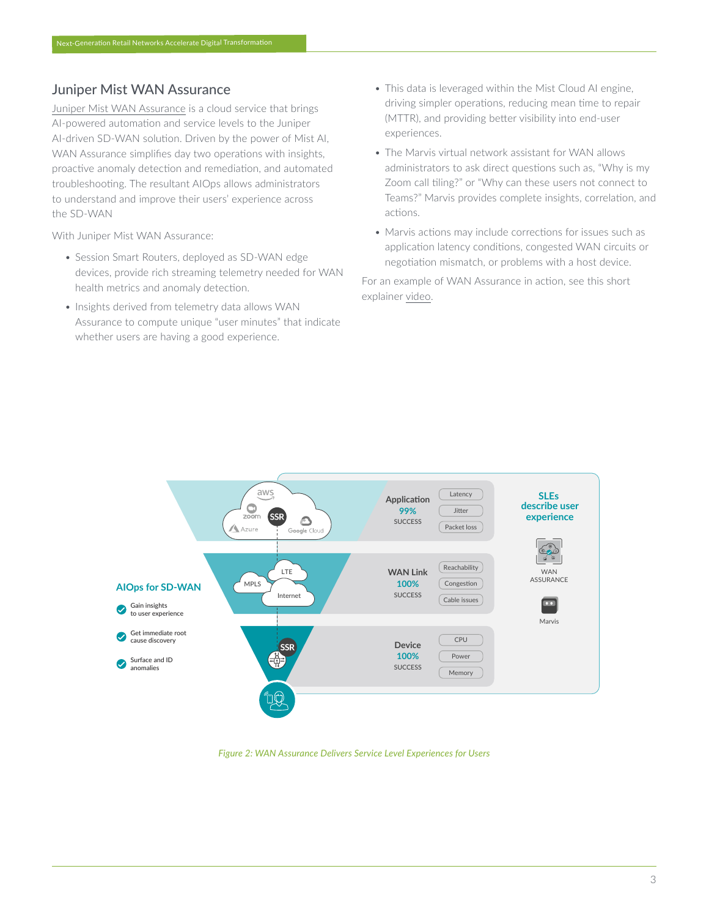## Juniper Mist WAN Assurance

Juniper Mist WAN Assurance is a cloud service that brings AI-powered automation and service levels to the Juniper AI-driven SD-WAN solution. Driven by the power of Mist AI, WAN Assurance simplifies day two operations with insights, proactive anomaly detection and remediation, and automated troubleshooting. The resultant AIOps allows administrators to understand and improve their users' experience across the SD-WAN

With Juniper Mist WAN Assurance:

- Session Smart Routers, deployed as SD-WAN edge devices, provide rich streaming telemetry needed for WAN health metrics and anomaly detection.
- Insights derived from telemetry data allows WAN Assurance to compute unique "user minutes" that indicate whether users are having a good experience.
- This data is leveraged within the Mist Cloud AI engine, driving simpler operations, reducing mean time to repair (MTTR), and providing better visibility into end-user experiences.
- The Marvis virtual network assistant for WAN allows administrators to ask direct questions such as, "Why is my Zoom call tiling?" or "Why can these users not connect to Teams?" Marvis provides complete insights, correlation, and actions.
- Marvis actions may include corrections for issues such as application latency conditions, congested WAN circuits or negotiation mismatch, or problems with a host device.

For an example of WAN Assurance in action, see this short explainer video.

*Figure 2: WAN Assurance Delivers Service Level Experiences for Users*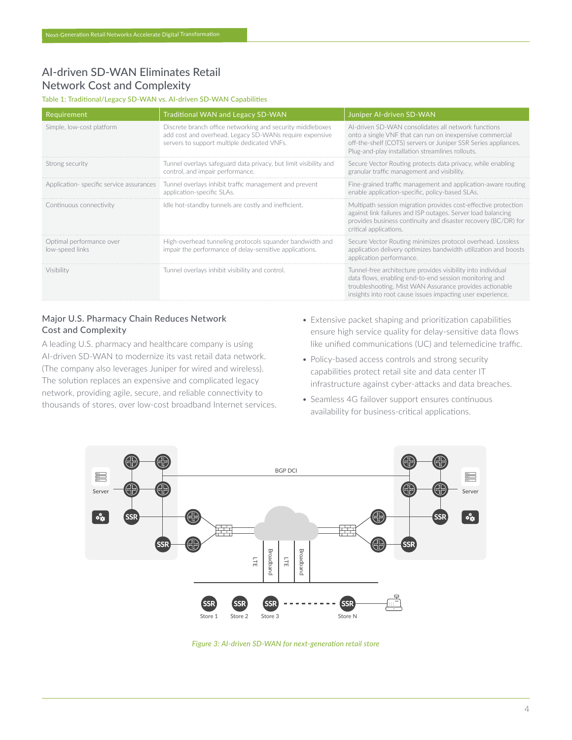## AI-driven SD-WAN Eliminates Retail Network Cost and Complexity

Table 1: Traditional/Legacy SD-WAN vs. AI-driven SD-WAN Capabilities

| Requirement | Traditional WAN and Legacy SD-WAN | Juniper AI-driven SD-WAN |
|---|---|---|
| Simple, low-cost platform | Discrete branch office networking and security middleboxes add cost and overhead. Legacy SD-WANs require expensive servers to support multiple dedicated VNFs. | AI-driven SD-WAN consolidates all network functions onto a single VNF that can run on inexpensive commercial off-the-shelf (COTS) servers or Juniper SSR Series appliances. Plug-and-play installation streamlines rollouts. |
| Strong security | Tunnel overlays safeguard data privacy, but limit visibility and control, and impair performance. | Secure Vector Routing protects data privacy, while enabling granular traffic management and visibility. |
| Application- specific service assurances | Tunnel overlays inhibit traffic management and prevent application-specific SLAs. | Fine-grained traffic management and application-aware routing enable application-specific, policy-based SLAs. |
| Continuous connectivity | Idle hot-standby tunnels are costly and inefficient. | Multipath session migration provides cost-effective protection against link failures and ISP outages. Server load balancing provides business continuity and disaster recovery (BC/DR) for critical applications. |
| Optimal performance over low-speed links | High-overhead tunneling protocols squander bandwidth and impair the performance of delay-sensitive applications. | Secure Vector Routing minimizes protocol overhead. Lossless application delivery optimizes bandwidth utilization and boosts application performance. |
| Visibility | Tunnel overlays inhibit visibility and control. | Tunnel-free architecture provides visibility into individual data flows, enabling end-to-end session monitoring and troubleshooting. Mist WAN Assurance provides actionable insights into root cause issues impacting user experience. |

### Major U.S. Pharmacy Chain Reduces Network Cost and Complexity

A leading U.S. pharmacy and healthcare company is using AI-driven SD-WAN to modernize its vast retail data network. (The company also leverages Juniper for wired and wireless). The solution replaces an expensive and complicated legacy network, providing agile, secure, and reliable connectivity to thousands of stores, over low-cost broadband Internet services.

- Extensive packet shaping and prioritization capabilities ensure high service quality for delay-sensitive data flows like unified communications (UC) and telemedicine traffic.
- Policy-based access controls and strong security capabilities protect retail site and data center IT infrastructure against cyber-attacks and data breaches.
- Seamless 4G failover support ensures continuous availability for business-critical applications.

*Figure 3: AI-driven SD-WAN for next-generation retail store*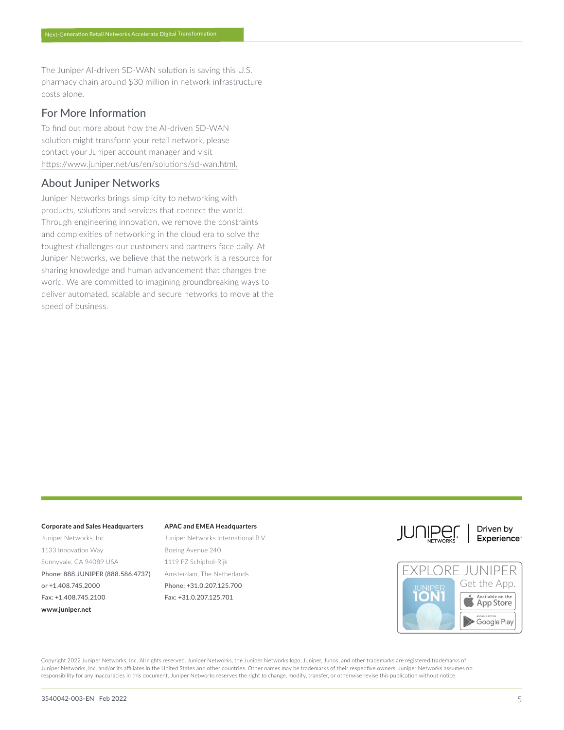The Juniper AI-driven SD-WAN solution is saving this U.S. pharmacy chain around $30 million in network infrastructure costs alone.

## For More Information

To find out more about how the AI-driven SD-WAN solution might transform your retail network, please contact your Juniper account manager and visit https://www.juniper.net/us/en/solutions/sd-wan.html.

## About Juniper Networks

Juniper Networks brings simplicity to networking with products, solutions and services that connect the world. Through engineering innovation, we remove the constraints and complexities of networking in the cloud era to solve the toughest challenges our customers and partners face daily. At Juniper Networks, we believe that the network is a resource for sharing knowledge and human advancement that changes the world. We are committed to imagining groundbreaking ways to deliver automated, scalable and secure networks to move at the speed of business.

**Corporate and Sales Headquarters**
Juniper Networks, Inc.
1133 Innovation Way
Sunnyvale, CA 94089 USA
Phone: 888.JUNIPER (888.586.4737)
or +1.408.745.2000
Fax: +1.408.745.2100
**www.juniper.net**

**APAC and EMEA Headquarters**
Juniper Networks International B.V.
Boeing Avenue 240
1119 PZ Schiphol-Rijk
Amsterdam, The Netherlands
Phone: +31.0.207.125.700
Fax: +31.0.207.125.701

Driven by Experience

EXPLORE JUNIPER
Get the App.

Copyright 2022 Juniper Networks, Inc. All rights reserved. Juniper Networks, the Juniper Networks logo, Juniper, Junos, and other trademarks are registered trademarks of Juniper Networks, Inc. and/or its affiliates in the United States and other countries. Other names may be trademarks of their respective owners. Juniper Networks assumes no responsibility for any inaccuracies in this document. Juniper Networks reserves the right to change, modify, transfer, or otherwise revise this publication without notice.

3540042-003-EN Feb 2022